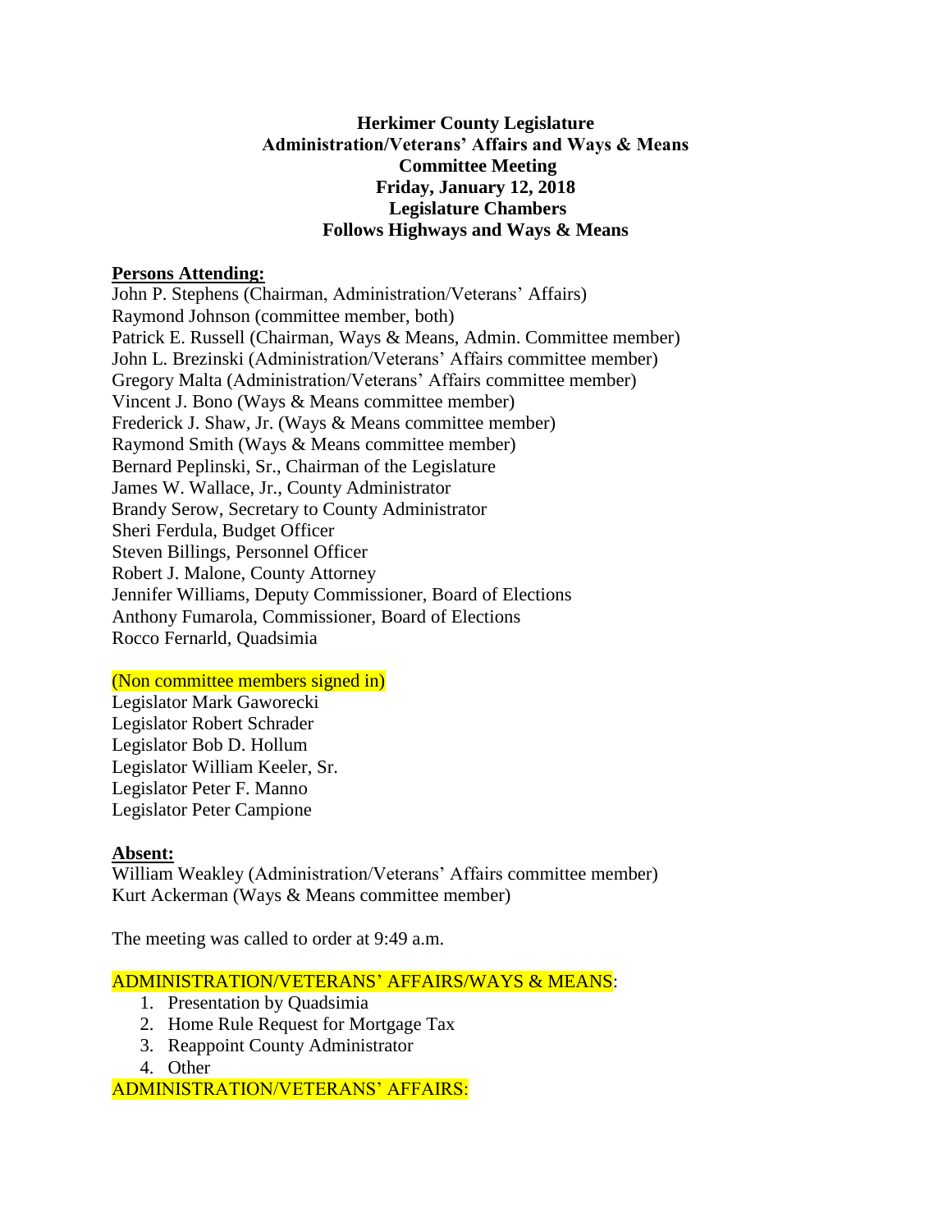**Herkimer County Legislature**
**Administration/Veterans' Affairs and Ways & Means**
**Committee Meeting**
**Friday, January 12, 2018**
**Legislature Chambers**
**Follows Highways and Ways & Means**

**Persons Attending:**

John P. Stephens (Chairman, Administration/Veterans' Affairs)
Raymond Johnson (committee member, both)
Patrick E. Russell (Chairman, Ways & Means, Admin. Committee member)
John L. Brezinski (Administration/Veterans' Affairs committee member)
Gregory Malta (Administration/Veterans' Affairs committee member)
Vincent J. Bono (Ways & Means committee member)
Frederick J. Shaw, Jr. (Ways & Means committee member)
Raymond Smith (Ways & Means committee member)
Bernard Peplinski, Sr., Chairman of the Legislature
James W. Wallace, Jr., County Administrator
Brandy Serow, Secretary to County Administrator
Sheri Ferdula, Budget Officer
Steven Billings, Personnel Officer
Robert J. Malone, County Attorney
Jennifer Williams, Deputy Commissioner, Board of Elections
Anthony Fumarola, Commissioner, Board of Elections
Rocco Fernarld, Quadsimia

(Non committee members signed in)

Legislator Mark Gaworecki
Legislator Robert Schrader
Legislator Bob D. Hollum
Legislator William Keeler, Sr.
Legislator Peter F. Manno
Legislator Peter Campione

**Absent:**

William Weakley (Administration/Veterans' Affairs committee member)
Kurt Ackerman (Ways & Means committee member)

The meeting was called to order at 9:49 a.m.

ADMINISTRATION/VETERANS' AFFAIRS/WAYS & MEANS:

1. Presentation by Quadsimia
2. Home Rule Request for Mortgage Tax
3. Reappoint County Administrator
4. Other

ADMINISTRATION/VETERANS' AFFAIRS: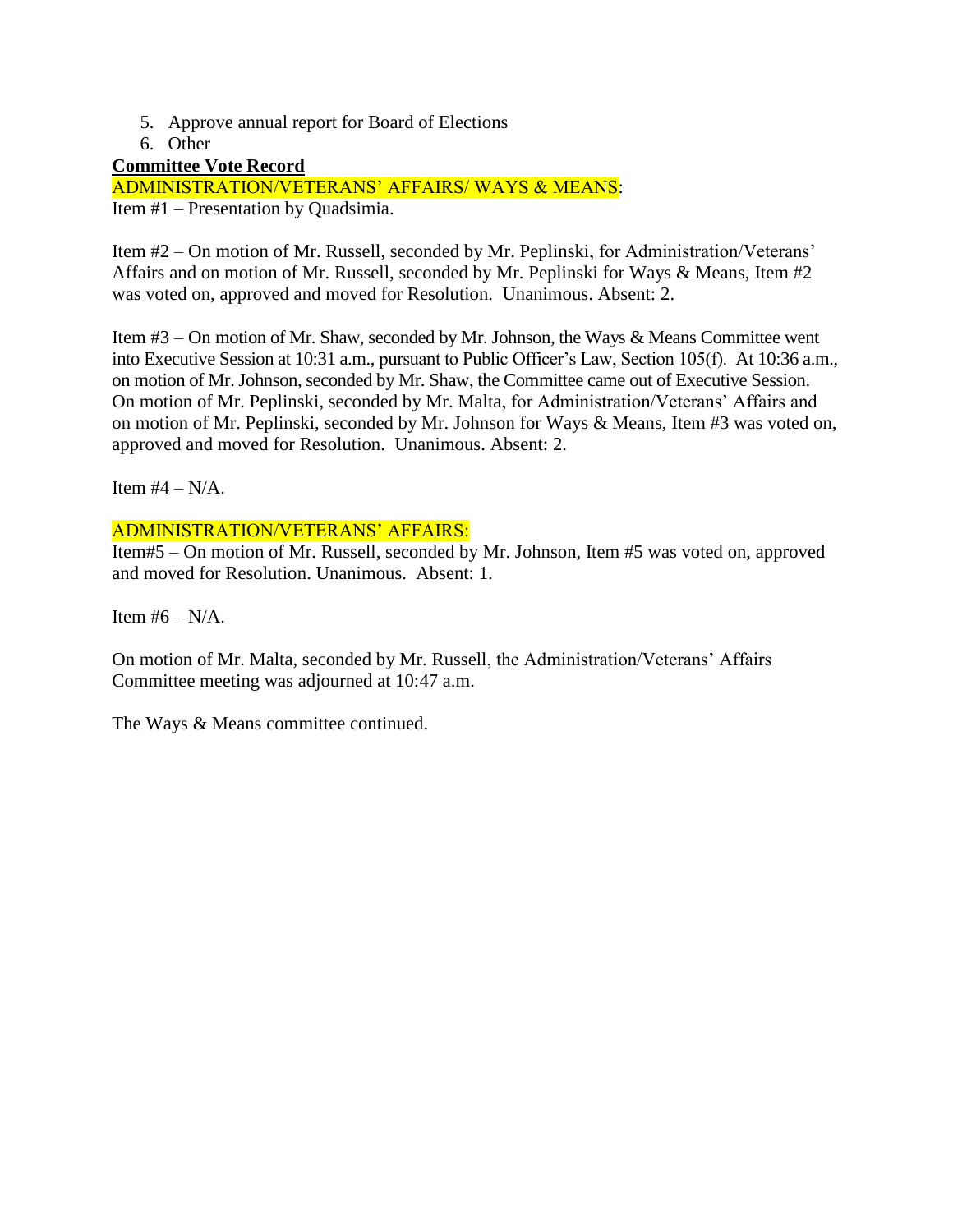5. Approve annual report for Board of Elections
6. Other

**Committee Vote Record**

ADMINISTRATION/VETERANS' AFFAIRS/ WAYS & MEANS:

Item #1 – Presentation by Quadsimia.

Item #2 – On motion of Mr. Russell, seconded by Mr. Peplinski, for Administration/Veterans' Affairs and on motion of Mr. Russell, seconded by Mr. Peplinski for Ways & Means, Item #2 was voted on, approved and moved for Resolution. Unanimous. Absent: 2.

Item #3 – On motion of Mr. Shaw, seconded by Mr. Johnson, the Ways & Means Committee went into Executive Session at 10:31 a.m., pursuant to Public Officer's Law, Section 105(f). At 10:36 a.m., on motion of Mr. Johnson, seconded by Mr. Shaw, the Committee came out of Executive Session. On motion of Mr. Peplinski, seconded by Mr. Malta, for Administration/Veterans' Affairs and on motion of Mr. Peplinski, seconded by Mr. Johnson for Ways & Means, Item #3 was voted on, approved and moved for Resolution. Unanimous. Absent: 2.

Item #4 – N/A.

ADMINISTRATION/VETERANS' AFFAIRS:

Item#5 – On motion of Mr. Russell, seconded by Mr. Johnson, Item #5 was voted on, approved and moved for Resolution. Unanimous. Absent: 1.

Item #6 – N/A.

On motion of Mr. Malta, seconded by Mr. Russell, the Administration/Veterans' Affairs Committee meeting was adjourned at 10:47 a.m.

The Ways & Means committee continued.